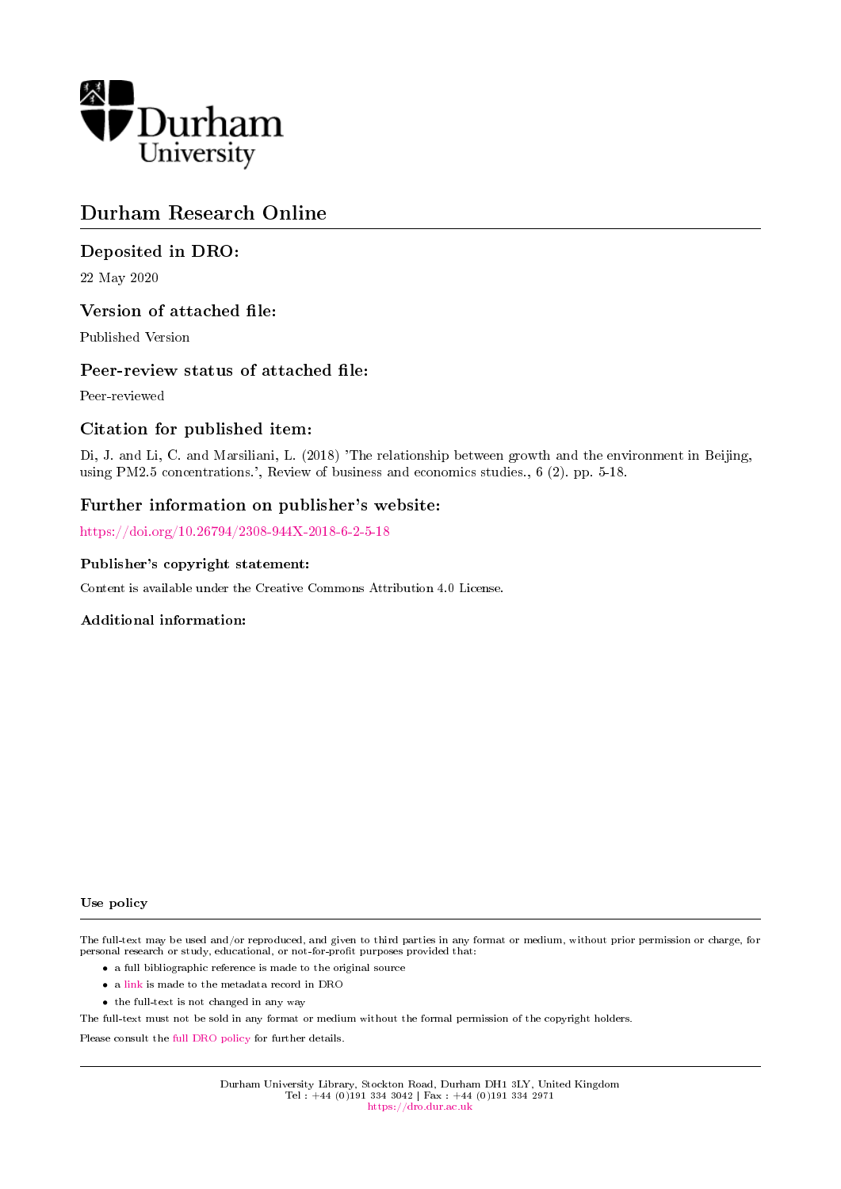Durham University

# Durham Research Online

## Deposited in DRO:

22 May 2020

## Version of attached file:

Published Version

## Peer-review status of attached file:

Peer-reviewed

## Citation for published item:

Di, J. and Li, C. and Marsiliani, L. (2018) 'The relationship between growth and the environment in Beijing, using PM2.5 concentrations.', Review of business and economics studies., 6 (2). pp. 5-18.

## Further information on publisher's website:

https://doi.org/10.26794/2308-944X-2018-6-2-5-18

### Publisher's copyright statement:

Content is available under the Creative Commons Attribution 4.0 License.

### Additional information:

### Use policy

The full-text may be used and/or reproduced, and given to third parties in any format or medium, without prior permission or charge, for personal research or study, educational, or not-for-profit purposes provided that:

- a full bibliographic reference is made to the original source
- a link is made to the metadata record in DRO
- the full-text is not changed in any way

The full-text must not be sold in any format or medium without the formal permission of the copyright holders.

Please consult the full DRO policy for further details.

Durham University Library, Stockton Road, Durham DH1 3LY, United Kingdom
Tel : +44 (0)191 334 3042 | Fax : +44 (0)191 334 2971
https://dro.dur.ac.uk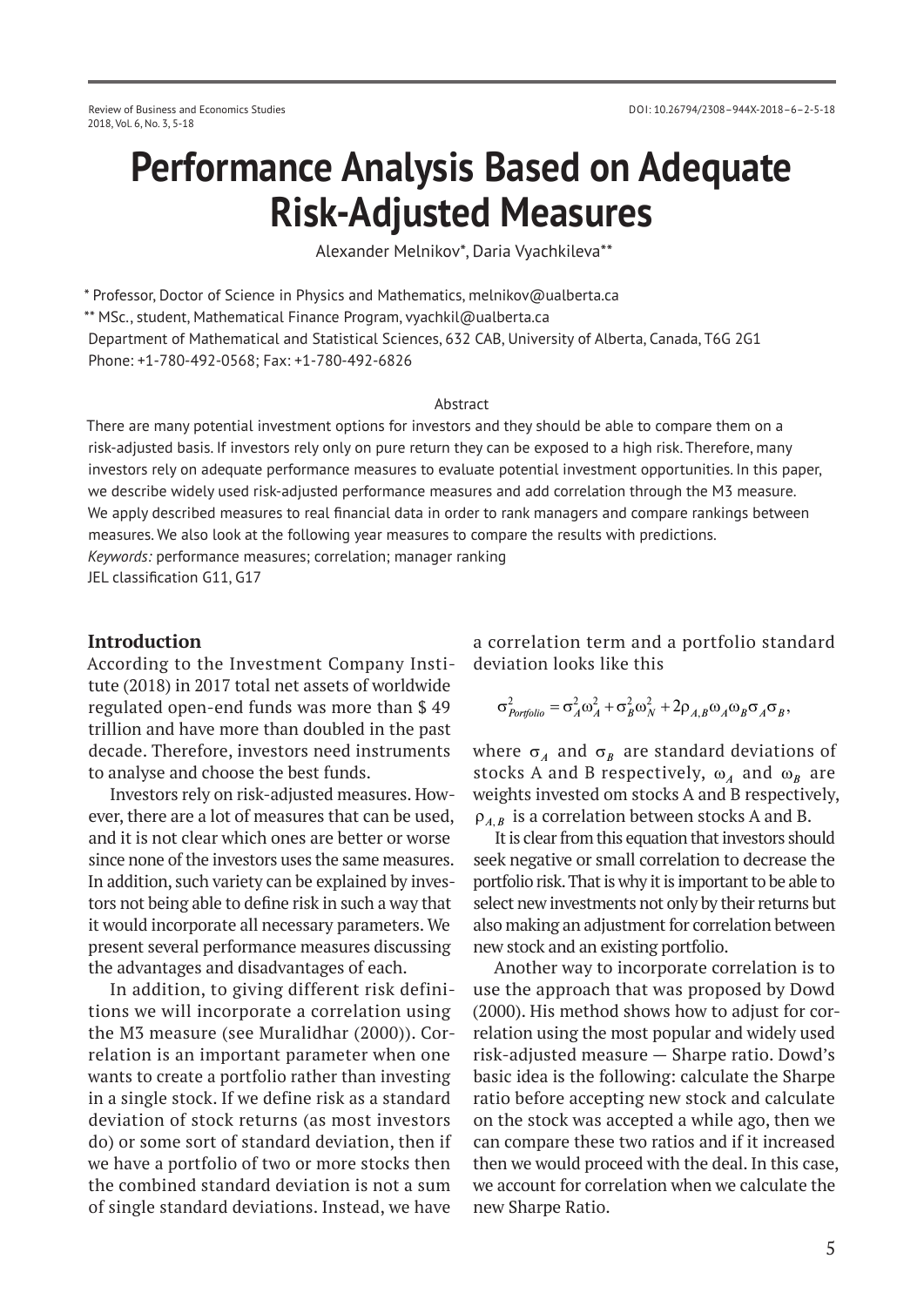# Performance Analysis Based on Adequate Risk-Adjusted Measures

Alexander Melnikov*, Daria Vyachkileva**

\* Professor, Doctor of Science in Physics and Mathematics, melnikov@ualberta.ca

\*\* MSc., student, Mathematical Finance Program, vyachkil@ualberta.ca

Department of Mathematical and Statistical Sciences, 632 CAB, University of Alberta, Canada, T6G 2G1

Phone: +1-780-492-0568; Fax: +1-780-492-6826

## Abstract

There are many potential investment options for investors and they should be able to compare them on a risk-adjusted basis. If investors rely only on pure return they can be exposed to a high risk. Therefore, many investors rely on adequate performance measures to evaluate potential investment opportunities. In this paper, we describe widely used risk-adjusted performance measures and add correlation through the M3 measure. We apply described measures to real financial data in order to rank managers and compare rankings between measures. We also look at the following year measures to compare the results with predictions.

*Keywords:* performance measures; correlation; manager ranking

JEL classification G11, G17

## Introduction

According to the Investment Company Institute (2018) in 2017 total net assets of worldwide regulated open-end funds was more than $ 49 trillion and have more than doubled in the past decade. Therefore, investors need instruments to analyse and choose the best funds.

Investors rely on risk-adjusted measures. However, there are a lot of measures that can be used, and it is not clear which ones are better or worse since none of the investors uses the same measures. In addition, such variety can be explained by investors not being able to define risk in such a way that it would incorporate all necessary parameters. We present several performance measures discussing the advantages and disadvantages of each.

In addition, to giving different risk definitions we will incorporate a correlation using the M3 measure (see Muralidhar (2000)). Correlation is an important parameter when one wants to create a portfolio rather than investing in a single stock. If we define risk as a standard deviation of stock returns (as most investors do) or some sort of standard deviation, then if we have a portfolio of two or more stocks then the combined standard deviation is not a sum of single standard deviations. Instead, we have a correlation term and a portfolio standard deviation looks like this

$$\sigma^2_{Portfolio} = \sigma^2_A \omega^2_A + \sigma^2_B \omega^2_N + 2\rho_{A,B}\omega_A\omega_B\sigma_A\sigma_B,$$

where $\sigma_A$ and $\sigma_B$ are standard deviations of stocks A and B respectively, $\omega_A$ and $\omega_B$ are weights invested om stocks A and B respectively, $\rho_{A,B}$ is a correlation between stocks A and B.

It is clear from this equation that investors should seek negative or small correlation to decrease the portfolio risk. That is why it is important to be able to select new investments not only by their returns but also making an adjustment for correlation between new stock and an existing portfolio.

Another way to incorporate correlation is to use the approach that was proposed by Dowd (2000). His method shows how to adjust for correlation using the most popular and widely used risk-adjusted measure — Sharpe ratio. Dowd's basic idea is the following: calculate the Sharpe ratio before accepting new stock and calculate on the stock was accepted a while ago, then we can compare these two ratios and if it increased then we would proceed with the deal. In this case, we account for correlation when we calculate the new Sharpe Ratio.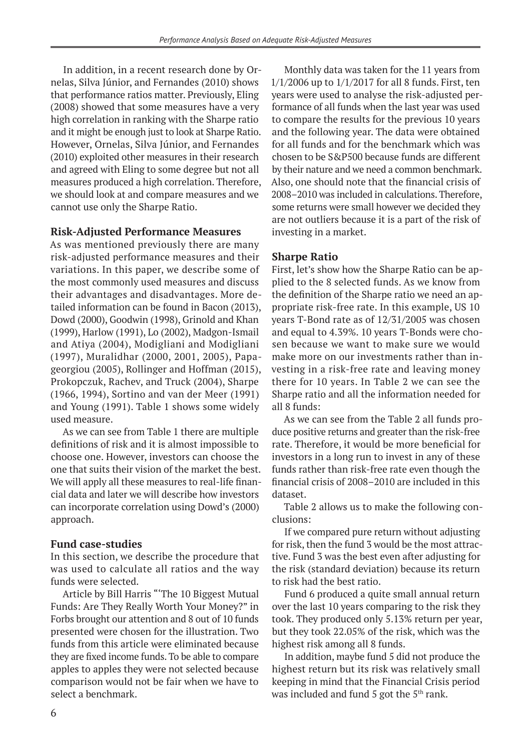In addition, in a recent research done by Ornelas, Silva Júnior, and Fernandes (2010) shows that performance ratios matter. Previously, Eling (2008) showed that some measures have a very high correlation in ranking with the Sharpe ratio and it might be enough just to look at Sharpe Ratio. However, Ornelas, Silva Júnior, and Fernandes (2010) exploited other measures in their research and agreed with Eling to some degree but not all measures produced a high correlation. Therefore, we should look at and compare measures and we cannot use only the Sharpe Ratio.

## Risk-Adjusted Performance Measures

As was mentioned previously there are many risk-adjusted performance measures and their variations. In this paper, we describe some of the most commonly used measures and discuss their advantages and disadvantages. More detailed information can be found in Bacon (2013), Dowd (2000), Goodwin (1998), Grinold and Khan (1999), Harlow (1991), Lo (2002), Madgon-Ismail and Atiya (2004), Modigliani and Modigliani (1997), Muralidhar (2000, 2001, 2005), Papageorgiou (2005), Rollinger and Hoffman (2015), Prokopczuk, Rachev, and Truck (2004), Sharpe (1966, 1994), Sortino and van der Meer (1991) and Young (1991). Table 1 shows some widely used measure.

As we can see from Table 1 there are multiple definitions of risk and it is almost impossible to choose one. However, investors can choose the one that suits their vision of the market the best. We will apply all these measures to real-life financial data and later we will describe how investors can incorporate correlation using Dowd's (2000) approach.

## Fund case-studies

In this section, we describe the procedure that was used to calculate all ratios and the way funds were selected.

Article by Bill Harris "'The 10 Biggest Mutual Funds: Are They Really Worth Your Money?" in Forbs brought our attention and 8 out of 10 funds presented were chosen for the illustration. Two funds from this article were eliminated because they are fixed income funds. To be able to compare apples to apples they were not selected because comparison would not be fair when we have to select a benchmark.

Monthly data was taken for the 11 years from 1/1/2006 up to 1/1/2017 for all 8 funds. First, ten years were used to analyse the risk-adjusted performance of all funds when the last year was used to compare the results for the previous 10 years and the following year. The data were obtained for all funds and for the benchmark which was chosen to be S&P500 because funds are different by their nature and we need a common benchmark. Also, one should note that the financial crisis of 2008–2010 was included in calculations. Therefore, some returns were small however we decided they are not outliers because it is a part of the risk of investing in a market.

## Sharpe Ratio

First, let's show how the Sharpe Ratio can be applied to the 8 selected funds. As we know from the definition of the Sharpe ratio we need an appropriate risk-free rate. In this example, US 10 years T-Bond rate as of 12/31/2005 was chosen and equal to 4.39%. 10 years T-Bonds were chosen because we want to make sure we would make more on our investments rather than investing in a risk-free rate and leaving money there for 10 years. In Table 2 we can see the Sharpe ratio and all the information needed for all 8 funds:

As we can see from the Table 2 all funds produce positive returns and greater than the risk-free rate. Therefore, it would be more beneficial for investors in a long run to invest in any of these funds rather than risk-free rate even though the financial crisis of 2008–2010 are included in this dataset.

Table 2 allows us to make the following conclusions:

If we compared pure return without adjusting for risk, then the fund 3 would be the most attractive. Fund 3 was the best even after adjusting for the risk (standard deviation) because its return to risk had the best ratio.

Fund 6 produced a quite small annual return over the last 10 years comparing to the risk they took. They produced only 5.13% return per year, but they took 22.05% of the risk, which was the highest risk among all 8 funds.

In addition, maybe fund 5 did not produce the highest return but its risk was relatively small keeping in mind that the Financial Crisis period was included and fund 5 got the 5th rank.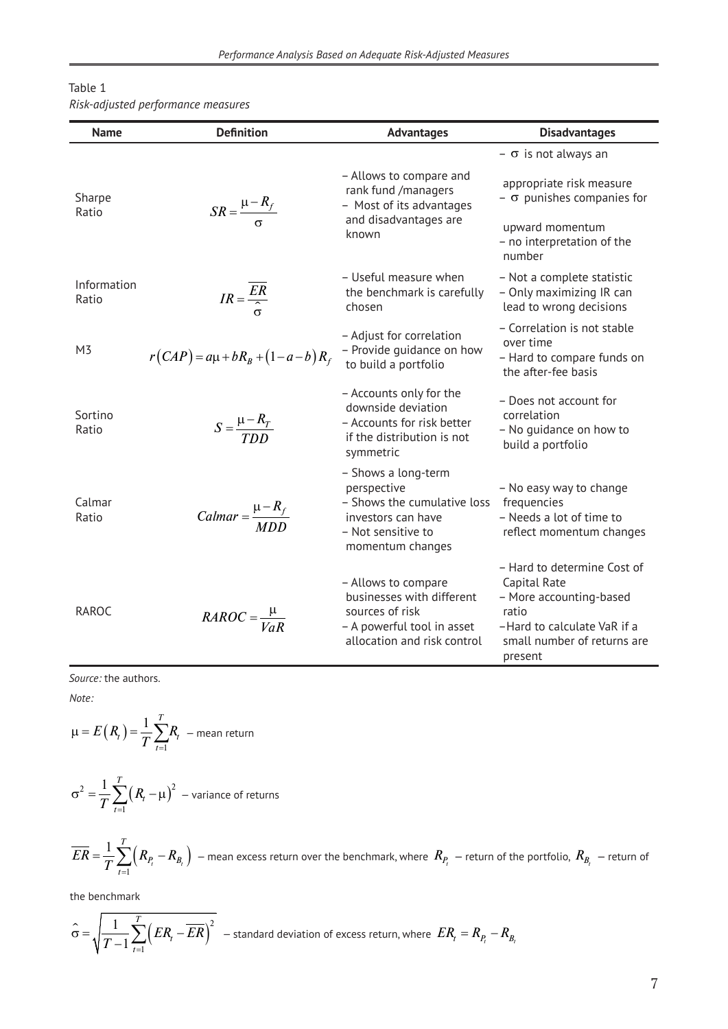Table 1
*Risk-adjusted performance measures*

| Name | Definition | Advantages | Disadvantages |
|---|---|---|---|
| Sharpe Ratio | $SR = \frac{\mu - R_f}{\sigma}$ | – Allows to compare and rank fund /managers<br>– Most of its advantages and disadvantages are known | – $\sigma$ is not always an appropriate risk measure<br>– $\sigma$ punishes companies for upward momentum<br>– no interpretation of the number |
| Information Ratio | $IR = \frac{\overline{ER}}{\hat{\sigma}}$ | – Useful measure when the benchmark is carefully chosen | – Not a complete statistic<br>– Only maximizing IR can lead to wrong decisions |
| M3 | $r(CAP) = a\mu + bR_B + (1 - a - b)R_f$ | – Adjust for correlation<br>– Provide guidance on how to build a portfolio | – Correlation is not stable over time<br>– Hard to compare funds on the after-fee basis |
| Sortino Ratio | $S = \frac{\mu - R_T}{TDD}$ | – Accounts only for the downside deviation<br>– Accounts for risk better if the distribution is not symmetric | – Does not account for correlation<br>– No guidance on how to build a portfolio |
| Calmar Ratio | $Calmar = \frac{\mu - R_f}{MDD}$ | – Shows a long-term perspective<br>– Shows the cumulative loss investors can have<br>– Not sensitive to momentum changes | – No easy way to change frequencies<br>– Needs a lot of time to reflect momentum changes |
| RAROC | $RAROC = \frac{\mu}{VaR}$ | – Allows to compare businesses with different sources of risk<br>– A powerful tool in asset allocation and risk control | – Hard to determine Cost of Capital Rate<br>– More accounting-based ratio<br>–Hard to calculate VaR if a small number of returns are present |

*Source:* the authors.

*Note:*

$\mu = E(R_t) = \frac{1}{T}\sum_{t=1}^{T} R_t$ – mean return

$\sigma^2 = \frac{1}{T}\sum_{t=1}^{T}(R_t - \mu)^2$ – variance of returns

$\overline{ER} = \frac{1}{T}\sum_{t=1}^{T}\left(R_{P_t} - R_{B_t}\right)$ – mean excess return over the benchmark, where $R_{P_t}$ – return of the portfolio, $R_{B_t}$ – return of the benchmark

$\hat{\sigma} = \sqrt{\frac{1}{T-1}\sum_{t=1}^{T}\left(ER_t - \overline{ER}\right)^2}$ – standard deviation of excess return, where $ER_t = R_{P_t} - R_{B_t}$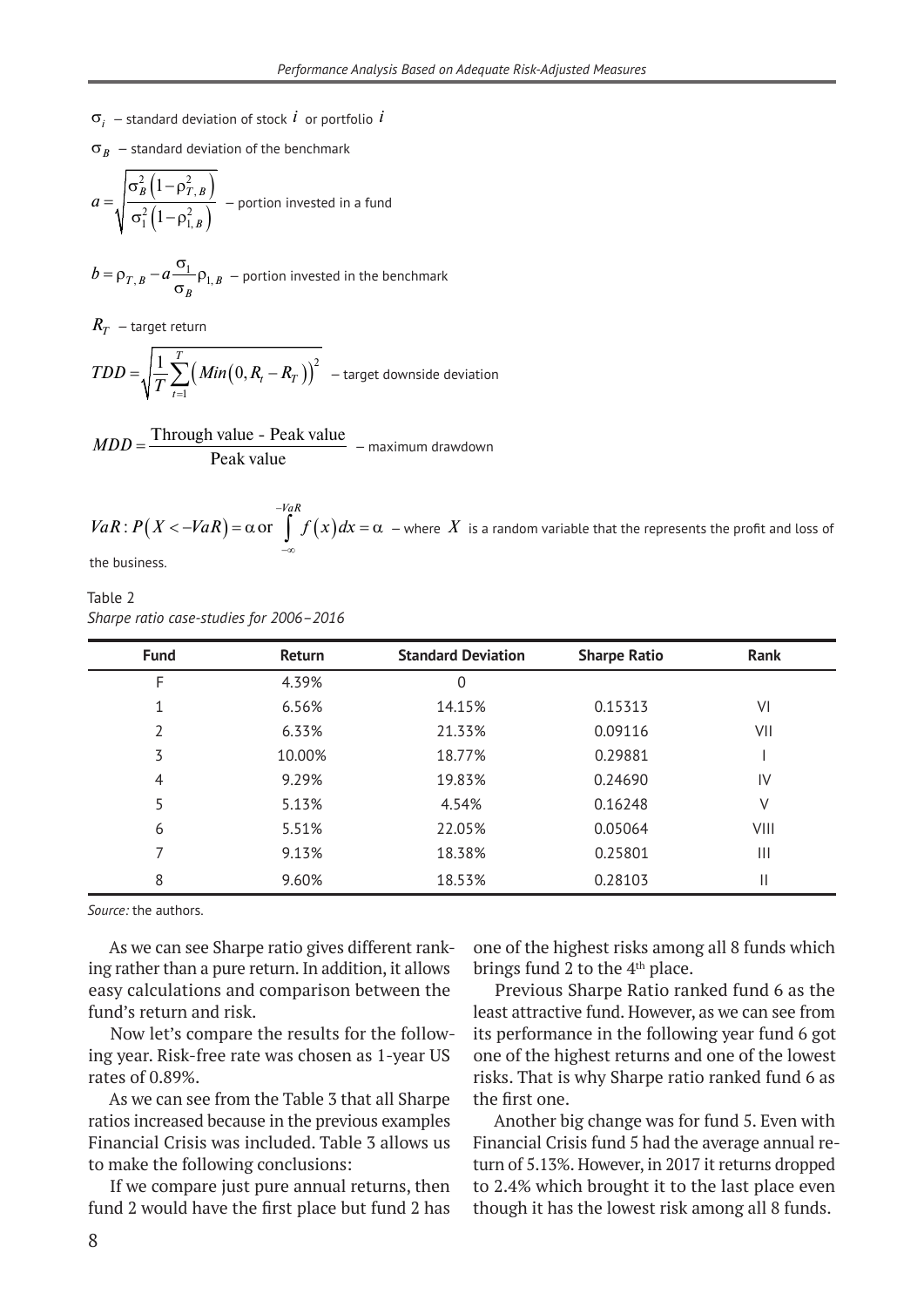$\sigma_i$ – standard deviation of stock $i$ or portfolio $i$

$\sigma_B$ – standard deviation of the benchmark

$$a = \sqrt{\frac{\sigma_B^2\left(1-\rho_{T,B}^2\right)}{\sigma_1^2\left(1-\rho_{1,B}^2\right)}}$$ – portion invested in a fund

$$b = \rho_{T,B} - a\frac{\sigma_1}{\sigma_B}\rho_{1,B}$$ – portion invested in the benchmark

$R_T$ – target return

$$TDD = \sqrt{\frac{1}{T}\sum_{t=1}^{T}\left(Min\left(0, R_t - R_T\right)\right)^2}$$ – target downside deviation

$$MDD = \frac{\text{Through value - Peak value}}{\text{Peak value}}$$ – maximum drawdown

$$VaR: P\left(X < -VaR\right) = \alpha \text{ or } \int_{-\infty}^{-VaR} f\left(x\right)dx = \alpha$$ – where $X$ is a random variable that the represents the profit and loss of the business.

Table 2
*Sharpe ratio case-studies for 2006–2016*

| Fund | Return | Standard Deviation | Sharpe Ratio | Rank |
|---|---|---|---|---|
| F | 4.39% | 0 | | |
| 1 | 6.56% | 14.15% | 0.15313 | VI |
| 2 | 6.33% | 21.33% | 0.09116 | VII |
| 3 | 10.00% | 18.77% | 0.29881 | I |
| 4 | 9.29% | 19.83% | 0.24690 | IV |
| 5 | 5.13% | 4.54% | 0.16248 | V |
| 6 | 5.51% | 22.05% | 0.05064 | VIII |
| 7 | 9.13% | 18.38% | 0.25801 | III |
| 8 | 9.60% | 18.53% | 0.28103 | II |

*Source:* the authors.

As we can see Sharpe ratio gives different ranking rather than a pure return. In addition, it allows easy calculations and comparison between the fund's return and risk.

Now let's compare the results for the following year. Risk-free rate was chosen as 1-year US rates of 0.89%.

As we can see from the Table 3 that all Sharpe ratios increased because in the previous examples Financial Crisis was included. Table 3 allows us to make the following conclusions:

If we compare just pure annual returns, then fund 2 would have the first place but fund 2 has one of the highest risks among all 8 funds which brings fund 2 to the 4th place.

Previous Sharpe Ratio ranked fund 6 as the least attractive fund. However, as we can see from its performance in the following year fund 6 got one of the highest returns and one of the lowest risks. That is why Sharpe ratio ranked fund 6 as the first one.

Another big change was for fund 5. Even with Financial Crisis fund 5 had the average annual return of 5.13%. However, in 2017 it returns dropped to 2.4% which brought it to the last place even though it has the lowest risk among all 8 funds.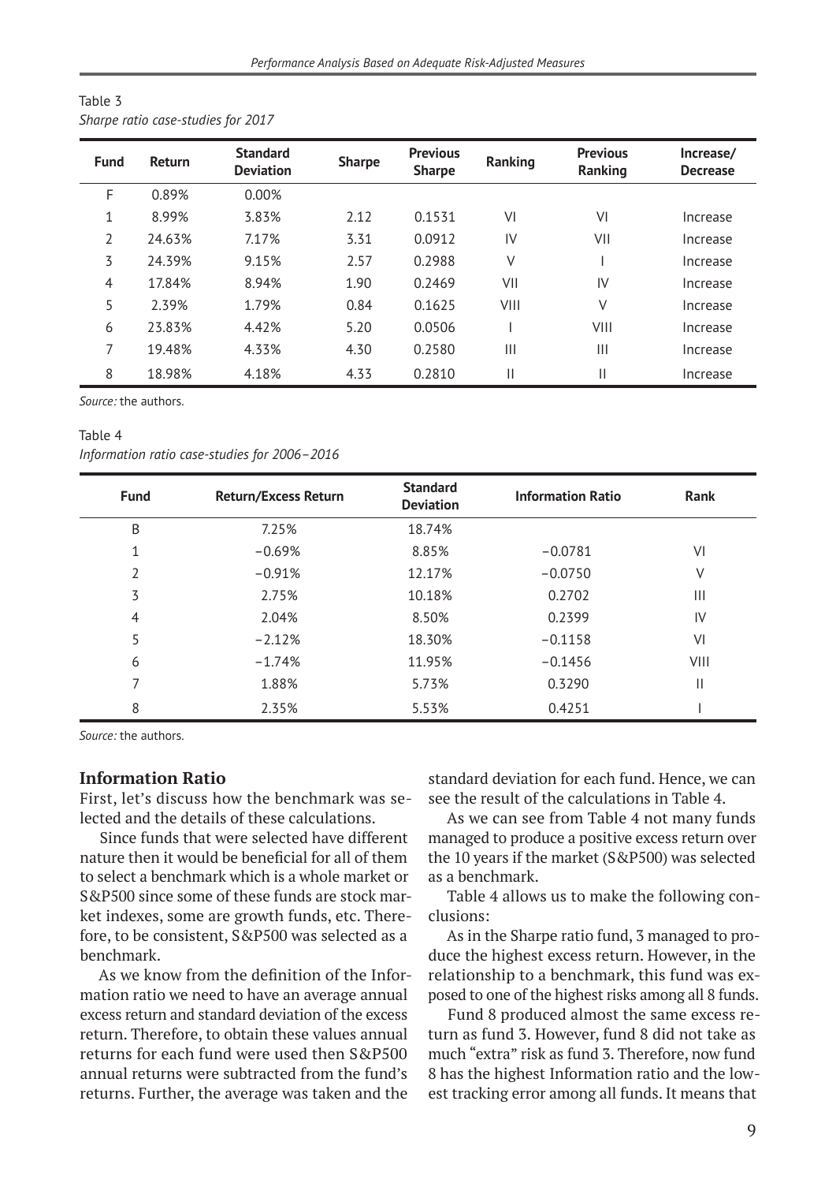Table 3

*Sharpe ratio case-studies for 2017*

| Fund | Return | Standard Deviation | Sharpe | Previous Sharpe | Ranking | Previous Ranking | Increase/ Decrease |
|---|---|---|---|---|---|---|---|
| F | 0.89% | 0.00% | | | | | |
| 1 | 8.99% | 3.83% | 2.12 | 0.1531 | VI | VI | Increase |
| 2 | 24.63% | 7.17% | 3.31 | 0.0912 | IV | VII | Increase |
| 3 | 24.39% | 9.15% | 2.57 | 0.2988 | V | I | Increase |
| 4 | 17.84% | 8.94% | 1.90 | 0.2469 | VII | IV | Increase |
| 5 | 2.39% | 1.79% | 0.84 | 0.1625 | VIII | V | Increase |
| 6 | 23.83% | 4.42% | 5.20 | 0.0506 | I | VIII | Increase |
| 7 | 19.48% | 4.33% | 4.30 | 0.2580 | III | III | Increase |
| 8 | 18.98% | 4.18% | 4.33 | 0.2810 | II | II | Increase |

*Source:* the authors.

Table 4

*Information ratio case-studies for 2006–2016*

| Fund | Return/Excess Return | Standard Deviation | Information Ratio | Rank |
|---|---|---|---|---|
| B | 7.25% | 18.74% | | |
| 1 | −0.69% | 8.85% | −0.0781 | VI |
| 2 | −0.91% | 12.17% | −0.0750 | V |
| 3 | 2.75% | 10.18% | 0.2702 | III |
| 4 | 2.04% | 8.50% | 0.2399 | IV |
| 5 | −2.12% | 18.30% | −0.1158 | VI |
| 6 | −1.74% | 11.95% | −0.1456 | VIII |
| 7 | 1.88% | 5.73% | 0.3290 | II |
| 8 | 2.35% | 5.53% | 0.4251 | I |

*Source:* the authors.

### Information Ratio

First, let's discuss how the benchmark was selected and the details of these calculations.

Since funds that were selected have different nature then it would be beneficial for all of them to select a benchmark which is a whole market or S&P500 since some of these funds are stock market indexes, some are growth funds, etc. Therefore, to be consistent, S&P500 was selected as a benchmark.

As we know from the definition of the Information ratio we need to have an average annual excess return and standard deviation of the excess return. Therefore, to obtain these values annual returns for each fund were used then S&P500 annual returns were subtracted from the fund's returns. Further, the average was taken and the standard deviation for each fund. Hence, we can see the result of the calculations in Table 4.

As we can see from Table 4 not many funds managed to produce a positive excess return over the 10 years if the market (S&P500) was selected as a benchmark.

Table 4 allows us to make the following conclusions:

As in the Sharpe ratio fund, 3 managed to produce the highest excess return. However, in the relationship to a benchmark, this fund was exposed to one of the highest risks among all 8 funds.

Fund 8 produced almost the same excess return as fund 3. However, fund 8 did not take as much "extra" risk as fund 3. Therefore, now fund 8 has the highest Information ratio and the lowest tracking error among all funds. It means that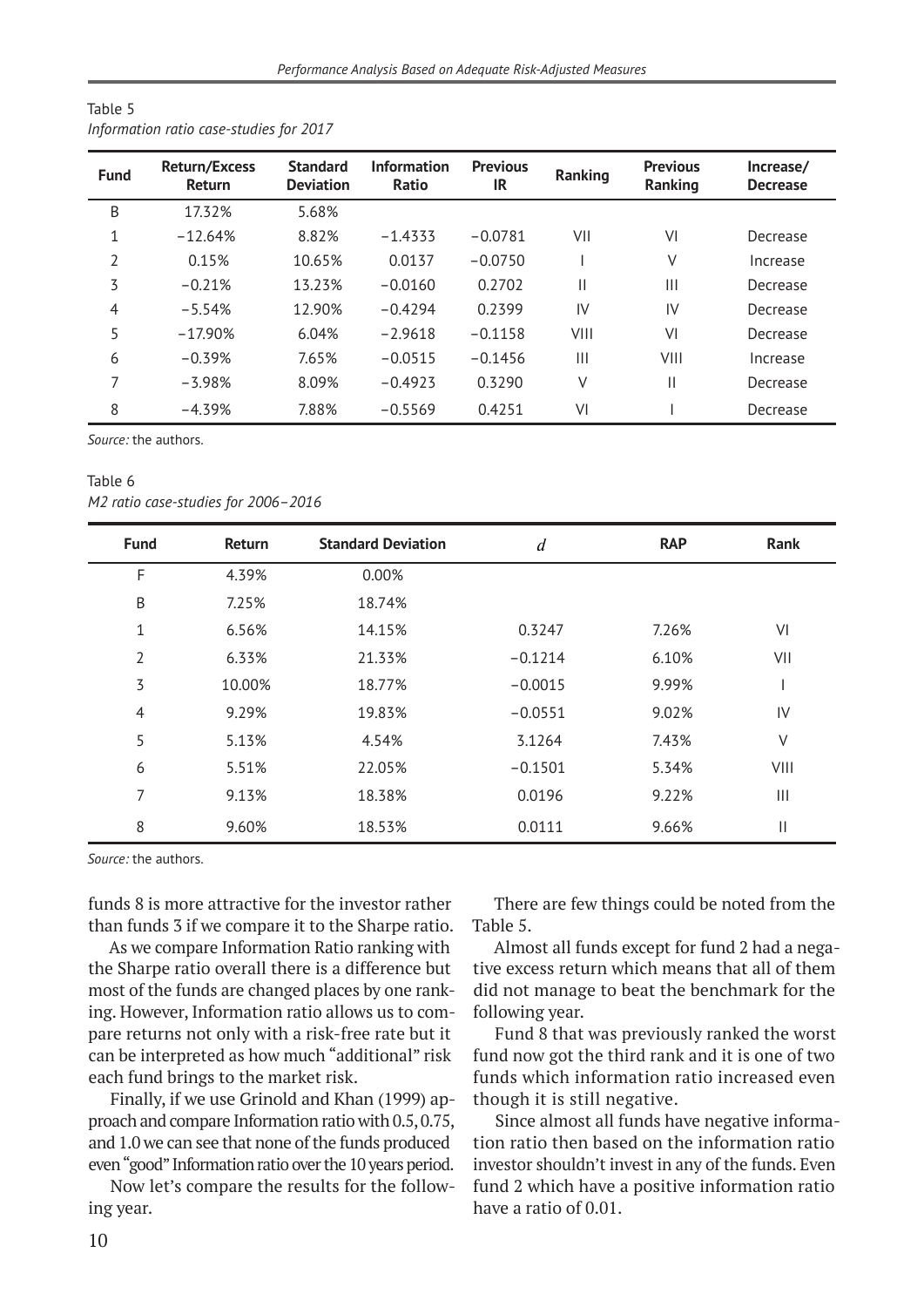Table 5

*Information ratio case-studies for 2017*

| Fund | Return/Excess Return | Standard Deviation | Information Ratio | Previous IR | Ranking | Previous Ranking | Increase/ Decrease |
|---|---|---|---|---|---|---|---|
| B | 17.32% | 5.68% | | | | | |
| 1 | −12.64% | 8.82% | −1.4333 | −0.0781 | VII | VI | Decrease |
| 2 | 0.15% | 10.65% | 0.0137 | −0.0750 | I | V | Increase |
| 3 | −0.21% | 13.23% | −0.0160 | 0.2702 | II | III | Decrease |
| 4 | −5.54% | 12.90% | −0.4294 | 0.2399 | IV | IV | Decrease |
| 5 | −17.90% | 6.04% | −2.9618 | −0.1158 | VIII | VI | Decrease |
| 6 | −0.39% | 7.65% | −0.0515 | −0.1456 | III | VIII | Increase |
| 7 | −3.98% | 8.09% | −0.4923 | 0.3290 | V | II | Decrease |
| 8 | −4.39% | 7.88% | −0.5569 | 0.4251 | VI | I | Decrease |

*Source:* the authors.

Table 6

*M2 ratio case-studies for 2006–2016*

| Fund | Return | Standard Deviation | $d$ | RAP | Rank |
|---|---|---|---|---|---|
| F | 4.39% | 0.00% | | | |
| B | 7.25% | 18.74% | | | |
| 1 | 6.56% | 14.15% | 0.3247 | 7.26% | VI |
| 2 | 6.33% | 21.33% | −0.1214 | 6.10% | VII |
| 3 | 10.00% | 18.77% | −0.0015 | 9.99% | I |
| 4 | 9.29% | 19.83% | −0.0551 | 9.02% | IV |
| 5 | 5.13% | 4.54% | 3.1264 | 7.43% | V |
| 6 | 5.51% | 22.05% | −0.1501 | 5.34% | VIII |
| 7 | 9.13% | 18.38% | 0.0196 | 9.22% | III |
| 8 | 9.60% | 18.53% | 0.0111 | 9.66% | II |

*Source:* the authors.

funds 8 is more attractive for the investor rather than funds 3 if we compare it to the Sharpe ratio.

As we compare Information Ratio ranking with the Sharpe ratio overall there is a difference but most of the funds are changed places by one ranking. However, Information ratio allows us to compare returns not only with a risk-free rate but it can be interpreted as how much "additional" risk each fund brings to the market risk.

Finally, if we use Grinold and Khan (1999) approach and compare Information ratio with 0.5, 0.75, and 1.0 we can see that none of the funds produced even "good" Information ratio over the 10 years period.

Now let's compare the results for the following year.

There are few things could be noted from the Table 5.

Almost all funds except for fund 2 had a negative excess return which means that all of them did not manage to beat the benchmark for the following year.

Fund 8 that was previously ranked the worst fund now got the third rank and it is one of two funds which information ratio increased even though it is still negative.

Since almost all funds have negative information ratio then based on the information ratio investor shouldn't invest in any of the funds. Even fund 2 which have a positive information ratio have a ratio of 0.01.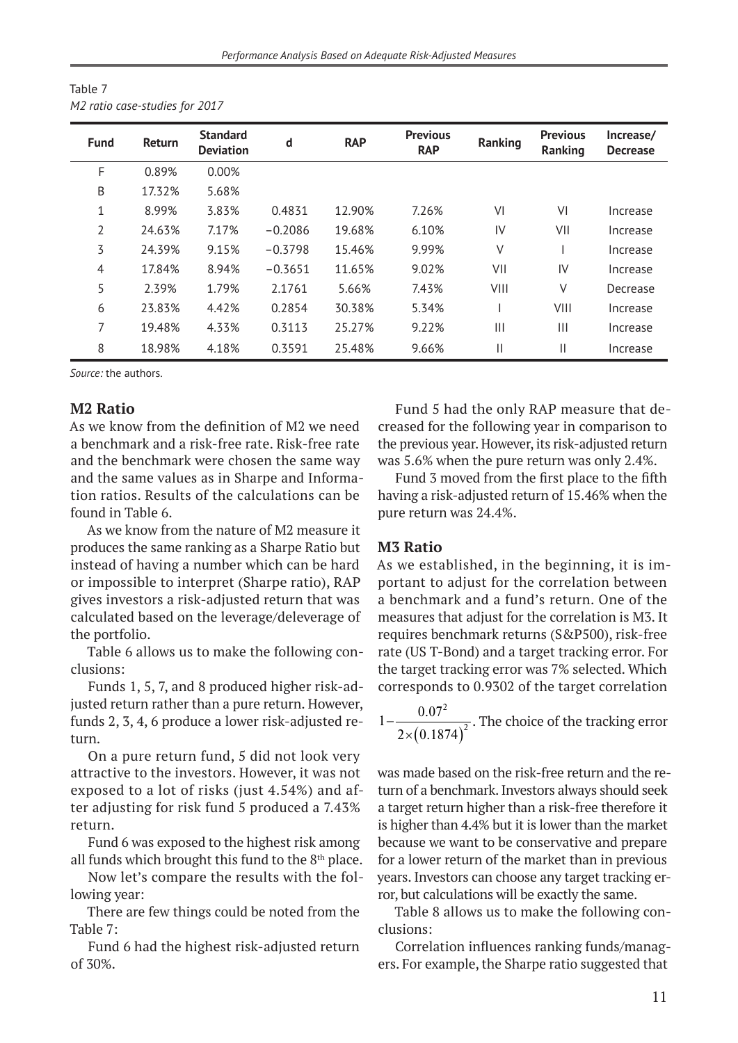Table 7
*M2 ratio case-studies for 2017*

| Fund | Return | Standard Deviation | d | RAP | Previous RAP | Ranking | Previous Ranking | Increase/ Decrease |
|---|---|---|---|---|---|---|---|---|
| F | 0.89% | 0.00% | | | | | | |
| B | 17.32% | 5.68% | | | | | | |
| 1 | 8.99% | 3.83% | 0.4831 | 12.90% | 7.26% | VI | VI | Increase |
| 2 | 24.63% | 7.17% | −0.2086 | 19.68% | 6.10% | IV | VII | Increase |
| 3 | 24.39% | 9.15% | −0.3798 | 15.46% | 9.99% | V | I | Increase |
| 4 | 17.84% | 8.94% | −0.3651 | 11.65% | 9.02% | VII | IV | Increase |
| 5 | 2.39% | 1.79% | 2.1761 | 5.66% | 7.43% | VIII | V | Decrease |
| 6 | 23.83% | 4.42% | 0.2854 | 30.38% | 5.34% | I | VIII | Increase |
| 7 | 19.48% | 4.33% | 0.3113 | 25.27% | 9.22% | III | III | Increase |
| 8 | 18.98% | 4.18% | 0.3591 | 25.48% | 9.66% | II | II | Increase |

*Source:* the authors.

### M2 Ratio

As we know from the definition of M2 we need a benchmark and a risk-free rate. Risk-free rate and the benchmark were chosen the same way and the same values as in Sharpe and Information ratios. Results of the calculations can be found in Table 6.

As we know from the nature of M2 measure it produces the same ranking as a Sharpe Ratio but instead of having a number which can be hard or impossible to interpret (Sharpe ratio), RAP gives investors a risk-adjusted return that was calculated based on the leverage/deleverage of the portfolio.

Table 6 allows us to make the following conclusions:

Funds 1, 5, 7, and 8 produced higher risk-adjusted return rather than a pure return. However, funds 2, 3, 4, 6 produce a lower risk-adjusted return.

On a pure return fund, 5 did not look very attractive to the investors. However, it was not exposed to a lot of risks (just 4.54%) and after adjusting for risk fund 5 produced a 7.43% return.

Fund 6 was exposed to the highest risk among all funds which brought this fund to the 8th place.

Now let's compare the results with the following year:

There are few things could be noted from the Table 7:

Fund 6 had the highest risk-adjusted return of 30%.

Fund 5 had the only RAP measure that decreased for the following year in comparison to the previous year. However, its risk-adjusted return was 5.6% when the pure return was only 2.4%.

Fund 3 moved from the first place to the fifth having a risk-adjusted return of 15.46% when the pure return was 24.4%.

### M3 Ratio

As we established, in the beginning, it is important to adjust for the correlation between a benchmark and a fund's return. One of the measures that adjust for the correlation is M3. It requires benchmark returns (S&P500), risk-free rate (US T-Bond) and a target tracking error. For the target tracking error was 7% selected. Which corresponds to 0.9302 of the target correlation $1-\frac{0.07^2}{2\times(0.1874)^2}$. The choice of the tracking error was made based on the risk-free return and the return of a benchmark. Investors always should seek a target return higher than a risk-free therefore it is higher than 4.4% but it is lower than the market because we want to be conservative and prepare for a lower return of the market than in previous years. Investors can choose any target tracking error, but calculations will be exactly the same.

Table 8 allows us to make the following conclusions:

Correlation influences ranking funds/managers. For example, the Sharpe ratio suggested that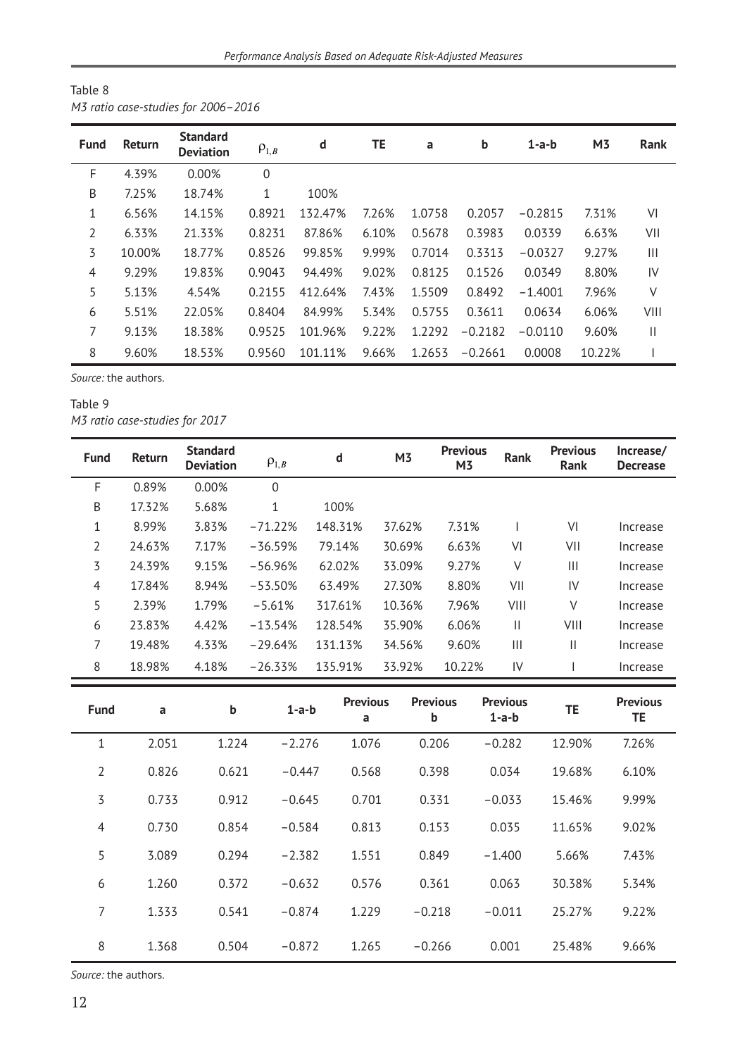Table 8

*M3 ratio case-studies for 2006–2016*

| Fund | Return | Standard Deviation | $\rho_{1,B}$ | d | TE | a | b | 1-a-b | M3 | Rank |
|---|---|---|---|---|---|---|---|---|---|---|
| F | 4.39% | 0.00% | 0 | | | | | | | |
| B | 7.25% | 18.74% | 1 | 100% | | | | | | |
| 1 | 6.56% | 14.15% | 0.8921 | 132.47% | 7.26% | 1.0758 | 0.2057 | −0.2815 | 7.31% | VI |
| 2 | 6.33% | 21.33% | 0.8231 | 87.86% | 6.10% | 0.5678 | 0.3983 | 0.0339 | 6.63% | VII |
| 3 | 10.00% | 18.77% | 0.8526 | 99.85% | 9.99% | 0.7014 | 0.3313 | −0.0327 | 9.27% | III |
| 4 | 9.29% | 19.83% | 0.9043 | 94.49% | 9.02% | 0.8125 | 0.1526 | 0.0349 | 8.80% | IV |
| 5 | 5.13% | 4.54% | 0.2155 | 412.64% | 7.43% | 1.5509 | 0.8492 | −1.4001 | 7.96% | V |
| 6 | 5.51% | 22.05% | 0.8404 | 84.99% | 5.34% | 0.5755 | 0.3611 | 0.0634 | 6.06% | VIII |
| 7 | 9.13% | 18.38% | 0.9525 | 101.96% | 9.22% | 1.2292 | −0.2182 | −0.0110 | 9.60% | II |
| 8 | 9.60% | 18.53% | 0.9560 | 101.11% | 9.66% | 1.2653 | −0.2661 | 0.0008 | 10.22% | I |

*Source:* the authors.

Table 9

*M3 ratio case-studies for 2017*

| Fund | Return | Standard Deviation | $\rho_{1,B}$ | d | M3 | Previous M3 | Rank | Previous Rank | Increase/ Decrease |
|---|---|---|---|---|---|---|---|---|---|
| F | 0.89% | 0.00% | 0 | | | | | | |
| B | 17.32% | 5.68% | 1 | 100% | | | | | |
| 1 | 8.99% | 3.83% | −71.22% | 148.31% | 37.62% | 7.31% | I | VI | Increase |
| 2 | 24.63% | 7.17% | −36.59% | 79.14% | 30.69% | 6.63% | VI | VII | Increase |
| 3 | 24.39% | 9.15% | −56.96% | 62.02% | 33.09% | 9.27% | V | III | Increase |
| 4 | 17.84% | 8.94% | −53.50% | 63.49% | 27.30% | 8.80% | VII | IV | Increase |
| 5 | 2.39% | 1.79% | −5.61% | 317.61% | 10.36% | 7.96% | VIII | V | Increase |
| 6 | 23.83% | 4.42% | −13.54% | 128.54% | 35.90% | 6.06% | II | VIII | Increase |
| 7 | 19.48% | 4.33% | −29.64% | 131.13% | 34.56% | 9.60% | III | II | Increase |
| 8 | 18.98% | 4.18% | −26.33% | 135.91% | 33.92% | 10.22% | IV | I | Increase |

| Fund | a | b | 1-a-b | Previous a | Previous b | Previous 1-a-b | TE | Previous TE |
|---|---|---|---|---|---|---|---|---|
| 1 | 2.051 | 1.224 | −2.276 | 1.076 | 0.206 | −0.282 | 12.90% | 7.26% |
| 2 | 0.826 | 0.621 | −0.447 | 0.568 | 0.398 | 0.034 | 19.68% | 6.10% |
| 3 | 0.733 | 0.912 | −0.645 | 0.701 | 0.331 | −0.033 | 15.46% | 9.99% |
| 4 | 0.730 | 0.854 | −0.584 | 0.813 | 0.153 | 0.035 | 11.65% | 9.02% |
| 5 | 3.089 | 0.294 | −2.382 | 1.551 | 0.849 | −1.400 | 5.66% | 7.43% |
| 6 | 1.260 | 0.372 | −0.632 | 0.576 | 0.361 | 0.063 | 30.38% | 5.34% |
| 7 | 1.333 | 0.541 | −0.874 | 1.229 | −0.218 | −0.011 | 25.27% | 9.22% |
| 8 | 1.368 | 0.504 | −0.872 | 1.265 | −0.266 | 0.001 | 25.48% | 9.66% |

*Source:* the authors.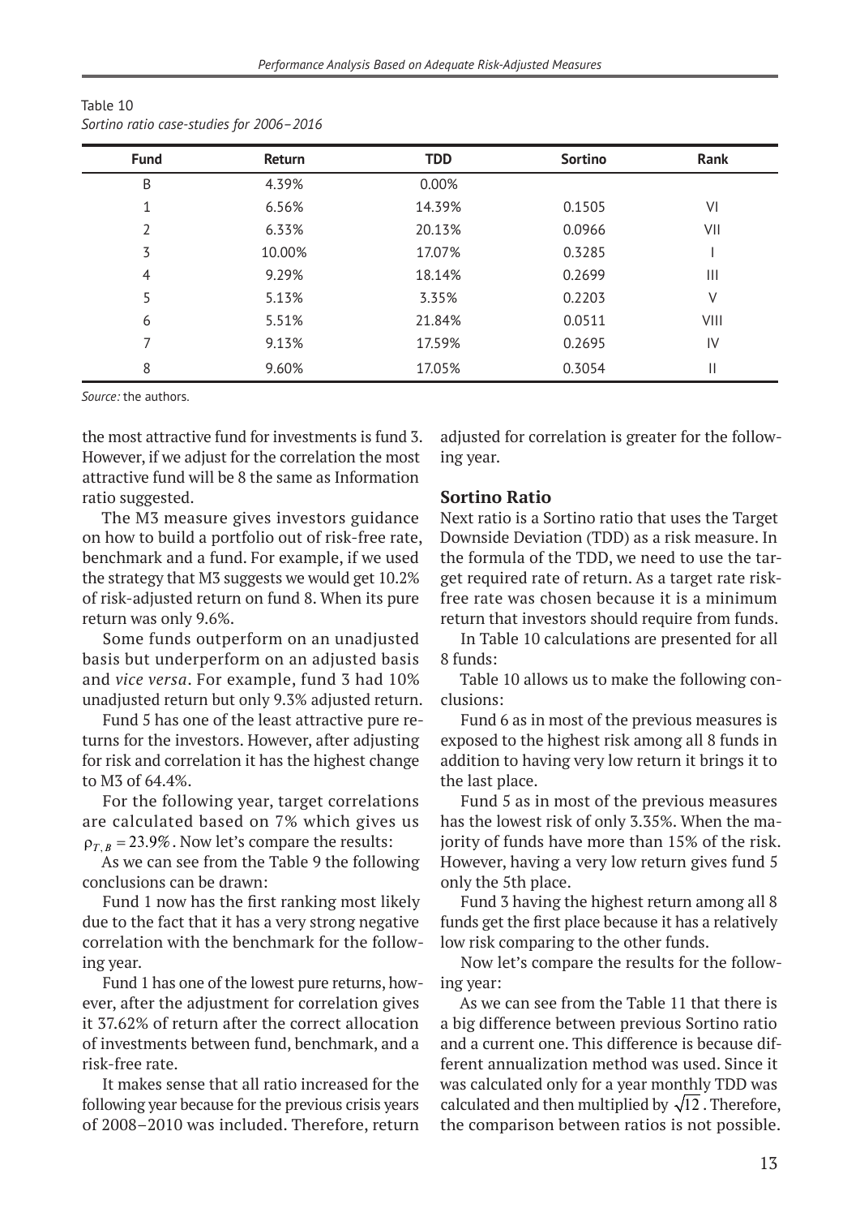Table 10
*Sortino ratio case-studies for 2006–2016*

| Fund | Return | TDD | Sortino | Rank |
|---|---|---|---|---|
| B | 4.39% | 0.00% | | |
| 1 | 6.56% | 14.39% | 0.1505 | VI |
| 2 | 6.33% | 20.13% | 0.0966 | VII |
| 3 | 10.00% | 17.07% | 0.3285 | I |
| 4 | 9.29% | 18.14% | 0.2699 | III |
| 5 | 5.13% | 3.35% | 0.2203 | V |
| 6 | 5.51% | 21.84% | 0.0511 | VIII |
| 7 | 9.13% | 17.59% | 0.2695 | IV |
| 8 | 9.60% | 17.05% | 0.3054 | II |

*Source:* the authors.

the most attractive fund for investments is fund 3. However, if we adjust for the correlation the most attractive fund will be 8 the same as Information ratio suggested.

The M3 measure gives investors guidance on how to build a portfolio out of risk-free rate, benchmark and a fund. For example, if we used the strategy that M3 suggests we would get 10.2% of risk-adjusted return on fund 8. When its pure return was only 9.6%.

Some funds outperform on an unadjusted basis but underperform on an adjusted basis and *vice versa*. For example, fund 3 had 10% unadjusted return but only 9.3% adjusted return.

Fund 5 has one of the least attractive pure returns for the investors. However, after adjusting for risk and correlation it has the highest change to M3 of 64.4%.

For the following year, target correlations are calculated based on 7% which gives us $\rho_{T,B} = 23.9\%$. Now let's compare the results:

As we can see from the Table 9 the following conclusions can be drawn:

Fund 1 now has the first ranking most likely due to the fact that it has a very strong negative correlation with the benchmark for the following year.

Fund 1 has one of the lowest pure returns, however, after the adjustment for correlation gives it 37.62% of return after the correct allocation of investments between fund, benchmark, and a risk-free rate.

It makes sense that all ratio increased for the following year because for the previous crisis years of 2008–2010 was included. Therefore, return adjusted for correlation is greater for the following year.

### Sortino Ratio

Next ratio is a Sortino ratio that uses the Target Downside Deviation (TDD) as a risk measure. In the formula of the TDD, we need to use the target required rate of return. As a target rate risk-free rate was chosen because it is a minimum return that investors should require from funds.

In Table 10 calculations are presented for all 8 funds:

Table 10 allows us to make the following conclusions:

Fund 6 as in most of the previous measures is exposed to the highest risk among all 8 funds in addition to having very low return it brings it to the last place.

Fund 5 as in most of the previous measures has the lowest risk of only 3.35%. When the majority of funds have more than 15% of the risk. However, having a very low return gives fund 5 only the 5th place.

Fund 3 having the highest return among all 8 funds get the first place because it has a relatively low risk comparing to the other funds.

Now let's compare the results for the following year:

As we can see from the Table 11 that there is a big difference between previous Sortino ratio and a current one. This difference is because different annualization method was used. Since it was calculated only for a year monthly TDD was calculated and then multiplied by $\sqrt{12}$. Therefore, the comparison between ratios is not possible.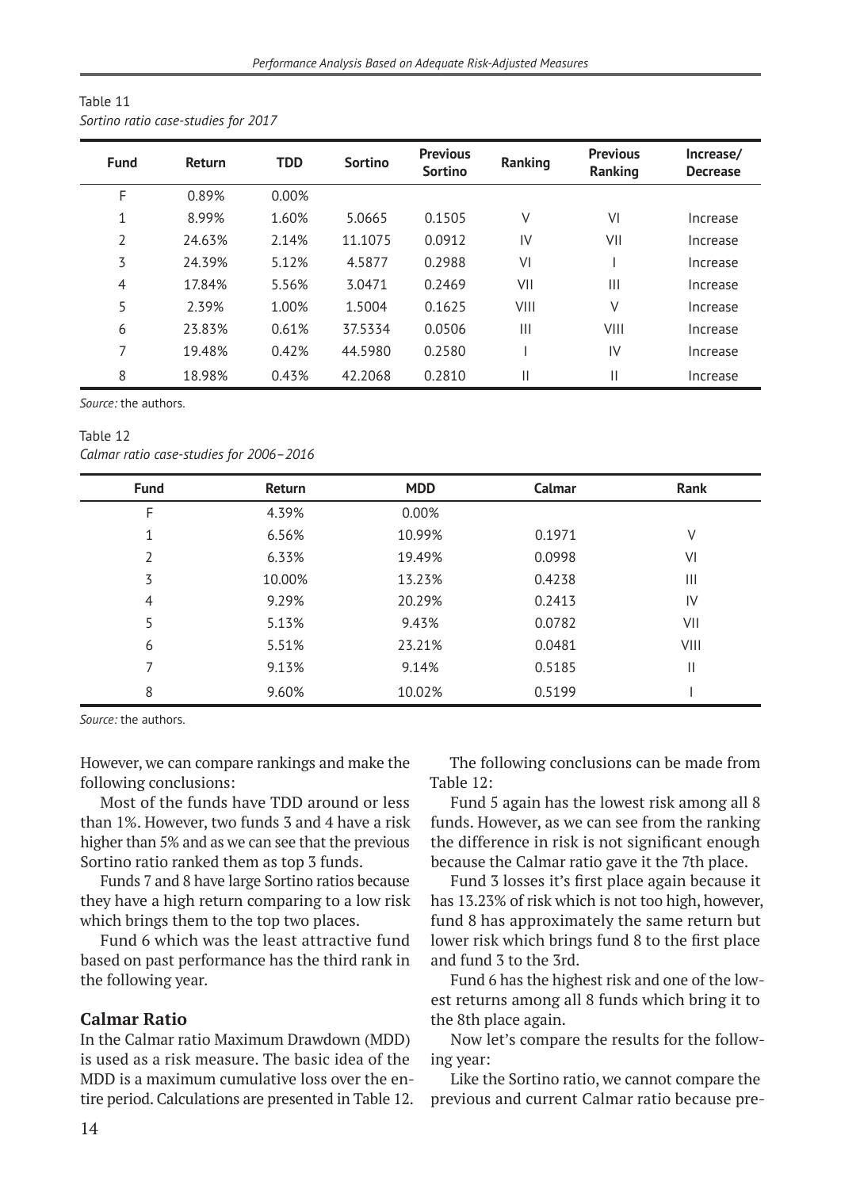Table 11
*Sortino ratio case-studies for 2017*

| Fund | Return | TDD | Sortino | Previous Sortino | Ranking | Previous Ranking | Increase/ Decrease |
|---|---|---|---|---|---|---|---|
| F | 0.89% | 0.00% | | | | | |
| 1 | 8.99% | 1.60% | 5.0665 | 0.1505 | V | VI | Increase |
| 2 | 24.63% | 2.14% | 11.1075 | 0.0912 | IV | VII | Increase |
| 3 | 24.39% | 5.12% | 4.5877 | 0.2988 | VI | I | Increase |
| 4 | 17.84% | 5.56% | 3.0471 | 0.2469 | VII | III | Increase |
| 5 | 2.39% | 1.00% | 1.5004 | 0.1625 | VIII | V | Increase |
| 6 | 23.83% | 0.61% | 37.5334 | 0.0506 | III | VIII | Increase |
| 7 | 19.48% | 0.42% | 44.5980 | 0.2580 | I | IV | Increase |
| 8 | 18.98% | 0.43% | 42.2068 | 0.2810 | II | II | Increase |

*Source:* the authors.

Table 12
*Calmar ratio case-studies for 2006–2016*

| Fund | Return | MDD | Calmar | Rank |
|---|---|---|---|---|
| F | 4.39% | 0.00% | | |
| 1 | 6.56% | 10.99% | 0.1971 | V |
| 2 | 6.33% | 19.49% | 0.0998 | VI |
| 3 | 10.00% | 13.23% | 0.4238 | III |
| 4 | 9.29% | 20.29% | 0.2413 | IV |
| 5 | 5.13% | 9.43% | 0.0782 | VII |
| 6 | 5.51% | 23.21% | 0.0481 | VIII |
| 7 | 9.13% | 9.14% | 0.5185 | II |
| 8 | 9.60% | 10.02% | 0.5199 | I |

*Source:* the authors.

However, we can compare rankings and make the following conclusions:

Most of the funds have TDD around or less than 1%. However, two funds 3 and 4 have a risk higher than 5% and as we can see that the previous Sortino ratio ranked them as top 3 funds.

Funds 7 and 8 have large Sortino ratios because they have a high return comparing to a low risk which brings them to the top two places.

Fund 6 which was the least attractive fund based on past performance has the third rank in the following year.

## Calmar Ratio

In the Calmar ratio Maximum Drawdown (MDD) is used as a risk measure. The basic idea of the MDD is a maximum cumulative loss over the entire period. Calculations are presented in Table 12.

The following conclusions can be made from Table 12:

Fund 5 again has the lowest risk among all 8 funds. However, as we can see from the ranking the difference in risk is not significant enough because the Calmar ratio gave it the 7th place.

Fund 3 losses it's first place again because it has 13.23% of risk which is not too high, however, fund 8 has approximately the same return but lower risk which brings fund 8 to the first place and fund 3 to the 3rd.

Fund 6 has the highest risk and one of the lowest returns among all 8 funds which bring it to the 8th place again.

Now let's compare the results for the following year:

Like the Sortino ratio, we cannot compare the previous and current Calmar ratio because pre-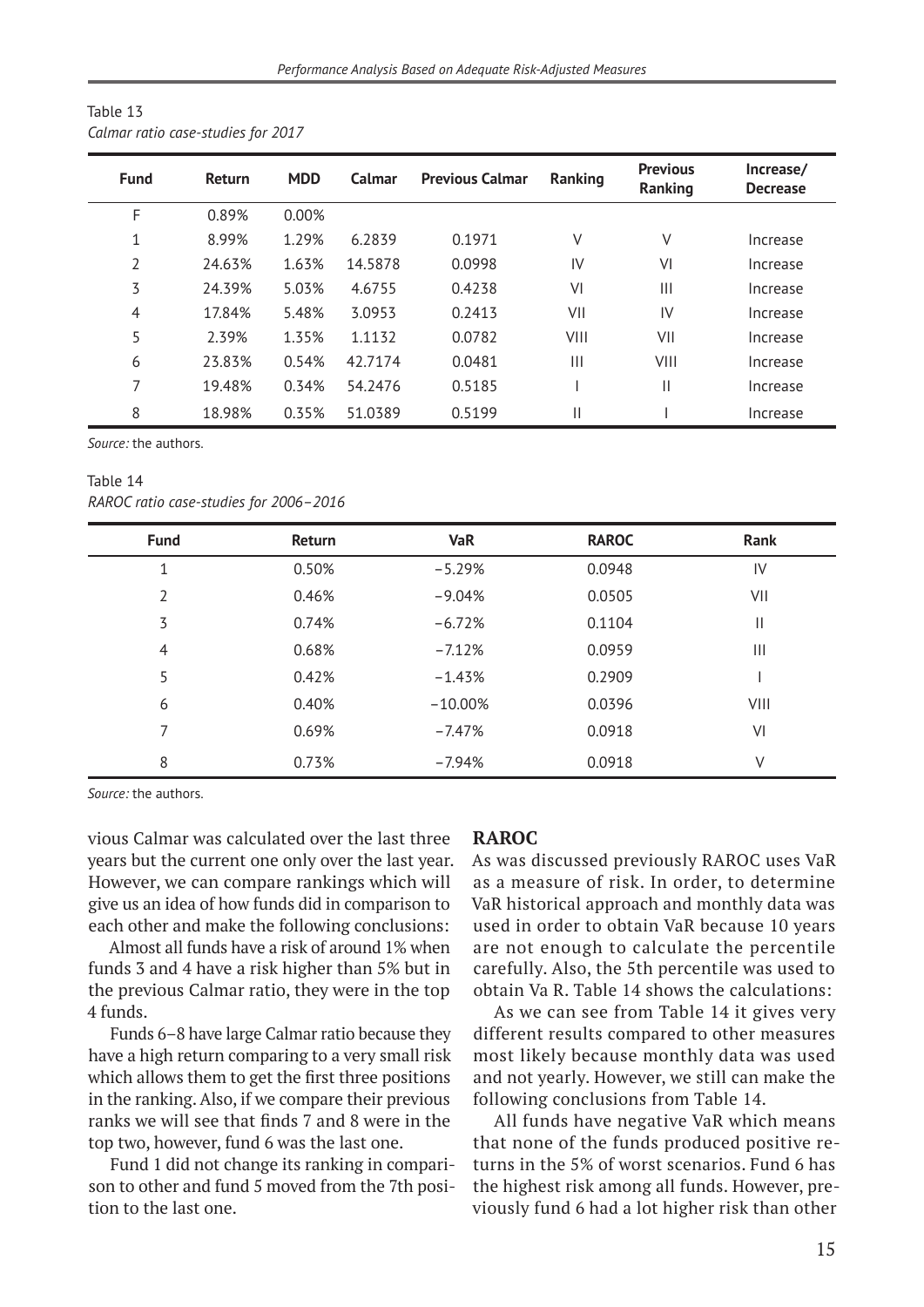Table 13
*Calmar ratio case-studies for 2017*

| Fund | Return | MDD | Calmar | Previous Calmar | Ranking | Previous Ranking | Increase/ Decrease |
|---|---|---|---|---|---|---|---|
| F | 0.89% | 0.00% | | | | | |
| 1 | 8.99% | 1.29% | 6.2839 | 0.1971 | V | V | Increase |
| 2 | 24.63% | 1.63% | 14.5878 | 0.0998 | IV | VI | Increase |
| 3 | 24.39% | 5.03% | 4.6755 | 0.4238 | VI | III | Increase |
| 4 | 17.84% | 5.48% | 3.0953 | 0.2413 | VII | IV | Increase |
| 5 | 2.39% | 1.35% | 1.1132 | 0.0782 | VIII | VII | Increase |
| 6 | 23.83% | 0.54% | 42.7174 | 0.0481 | III | VIII | Increase |
| 7 | 19.48% | 0.34% | 54.2476 | 0.5185 | I | II | Increase |
| 8 | 18.98% | 0.35% | 51.0389 | 0.5199 | II | I | Increase |

*Source:* the authors.

Table 14
*RAROC ratio case-studies for 2006–2016*

| Fund | Return | VaR | RAROC | Rank |
|---|---|---|---|---|
| 1 | 0.50% | −5.29% | 0.0948 | IV |
| 2 | 0.46% | −9.04% | 0.0505 | VII |
| 3 | 0.74% | −6.72% | 0.1104 | II |
| 4 | 0.68% | −7.12% | 0.0959 | III |
| 5 | 0.42% | −1.43% | 0.2909 | I |
| 6 | 0.40% | −10.00% | 0.0396 | VIII |
| 7 | 0.69% | −7.47% | 0.0918 | VI |
| 8 | 0.73% | −7.94% | 0.0918 | V |

*Source:* the authors.

vious Calmar was calculated over the last three years but the current one only over the last year. However, we can compare rankings which will give us an idea of how funds did in comparison to each other and make the following conclusions:

Almost all funds have a risk of around 1% when funds 3 and 4 have a risk higher than 5% but in the previous Calmar ratio, they were in the top 4 funds.

Funds 6–8 have large Calmar ratio because they have a high return comparing to a very small risk which allows them to get the first three positions in the ranking. Also, if we compare their previous ranks we will see that finds 7 and 8 were in the top two, however, fund 6 was the last one.

Fund 1 did not change its ranking in comparison to other and fund 5 moved from the 7th position to the last one.

### RAROC

As was discussed previously RAROC uses VaR as a measure of risk. In order, to determine VaR historical approach and monthly data was used in order to obtain VaR because 10 years are not enough to calculate the percentile carefully. Also, the 5th percentile was used to obtain Va R. Table 14 shows the calculations:

As we can see from Table 14 it gives very different results compared to other measures most likely because monthly data was used and not yearly. However, we still can make the following conclusions from Table 14.

All funds have negative VaR which means that none of the funds produced positive returns in the 5% of worst scenarios. Fund 6 has the highest risk among all funds. However, previously fund 6 had a lot higher risk than other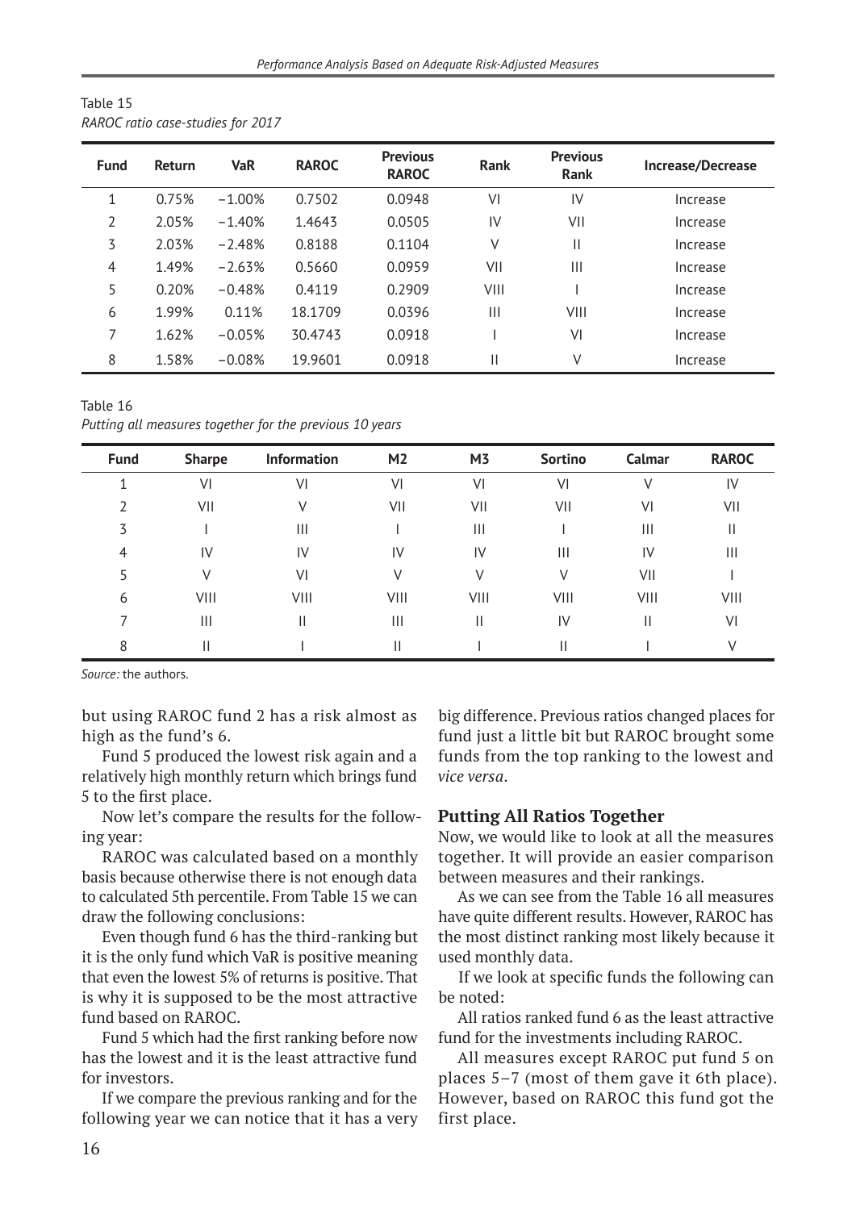Table 15

*RAROC ratio case-studies for 2017*

| Fund | Return | VaR | RAROC | Previous RAROC | Rank | Previous Rank | Increase/Decrease |
|---|---|---|---|---|---|---|---|
| 1 | 0.75% | −1.00% | 0.7502 | 0.0948 | VI | IV | Increase |
| 2 | 2.05% | −1.40% | 1.4643 | 0.0505 | IV | VII | Increase |
| 3 | 2.03% | −2.48% | 0.8188 | 0.1104 | V | II | Increase |
| 4 | 1.49% | −2.63% | 0.5660 | 0.0959 | VII | III | Increase |
| 5 | 0.20% | −0.48% | 0.4119 | 0.2909 | VIII | I | Increase |
| 6 | 1.99% | 0.11% | 18.1709 | 0.0396 | III | VIII | Increase |
| 7 | 1.62% | −0.05% | 30.4743 | 0.0918 | I | VI | Increase |
| 8 | 1.58% | −0.08% | 19.9601 | 0.0918 | II | V | Increase |

Table 16

*Putting all measures together for the previous 10 years*

| Fund | Sharpe | Information | M2 | M3 | Sortino | Calmar | RAROC |
|---|---|---|---|---|---|---|---|
| 1 | VI | VI | VI | VI | VI | V | IV |
| 2 | VII | V | VII | VII | VII | VI | VII |
| 3 | I | III | I | III | I | III | II |
| 4 | IV | IV | IV | IV | III | IV | III |
| 5 | V | VI | V | V | V | VII | I |
| 6 | VIII | VIII | VIII | VIII | VIII | VIII | VIII |
| 7 | III | II | III | II | IV | II | VI |
| 8 | II | I | II | I | II | I | V |

*Source:* the authors.

but using RAROC fund 2 has a risk almost as high as the fund's 6.

Fund 5 produced the lowest risk again and a relatively high monthly return which brings fund 5 to the first place.

Now let's compare the results for the following year:

RAROC was calculated based on a monthly basis because otherwise there is not enough data to calculated 5th percentile. From Table 15 we can draw the following conclusions:

Even though fund 6 has the third-ranking but it is the only fund which VaR is positive meaning that even the lowest 5% of returns is positive. That is why it is supposed to be the most attractive fund based on RAROC.

Fund 5 which had the first ranking before now has the lowest and it is the least attractive fund for investors.

If we compare the previous ranking and for the following year we can notice that it has a very big difference. Previous ratios changed places for fund just a little bit but RAROC brought some funds from the top ranking to the lowest and *vice versa*.

## Putting All Ratios Together

Now, we would like to look at all the measures together. It will provide an easier comparison between measures and their rankings.

As we can see from the Table 16 all measures have quite different results. However, RAROC has the most distinct ranking most likely because it used monthly data.

If we look at specific funds the following can be noted:

All ratios ranked fund 6 as the least attractive fund for the investments including RAROC.

All measures except RAROC put fund 5 on places 5–7 (most of them gave it 6th place). However, based on RAROC this fund got the first place.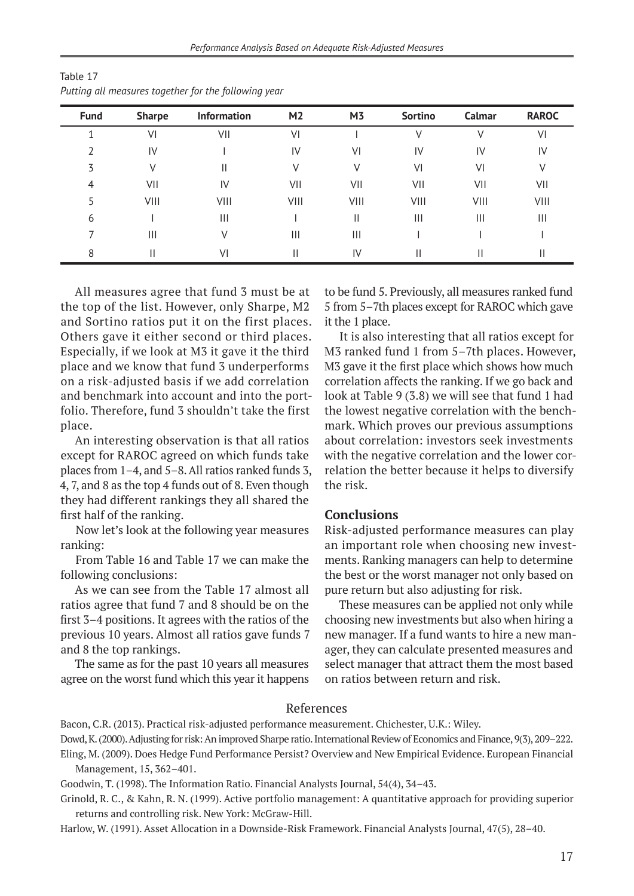Table 17

*Putting all measures together for the following year*

| Fund | Sharpe | Information | M2 | M3 | Sortino | Calmar | RAROC |
|---|---|---|---|---|---|---|---|
| 1 | VI | VII | VI | I | V | V | VI |
| 2 | IV | I | IV | VI | IV | IV | IV |
| 3 | V | II | V | V | VI | VI | V |
| 4 | VII | IV | VII | VII | VII | VII | VII |
| 5 | VIII | VIII | VIII | VIII | VIII | VIII | VIII |
| 6 | I | III | I | II | III | III | III |
| 7 | III | V | III | III | I | I | I |
| 8 | II | VI | II | IV | II | II | II |

All measures agree that fund 3 must be at the top of the list. However, only Sharpe, M2 and Sortino ratios put it on the first places. Others gave it either second or third places. Especially, if we look at M3 it gave it the third place and we know that fund 3 underperforms on a risk-adjusted basis if we add correlation and benchmark into account and into the portfolio. Therefore, fund 3 shouldn't take the first place.

An interesting observation is that all ratios except for RAROC agreed on which funds take places from 1–4, and 5–8. All ratios ranked funds 3, 4, 7, and 8 as the top 4 funds out of 8. Even though they had different rankings they all shared the first half of the ranking.

Now let's look at the following year measures ranking:

From Table 16 and Table 17 we can make the following conclusions:

As we can see from the Table 17 almost all ratios agree that fund 7 and 8 should be on the first 3–4 positions. It agrees with the ratios of the previous 10 years. Almost all ratios gave funds 7 and 8 the top rankings.

The same as for the past 10 years all measures agree on the worst fund which this year it happens to be fund 5. Previously, all measures ranked fund 5 from 5–7th places except for RAROC which gave it the 1 place.

It is also interesting that all ratios except for M3 ranked fund 1 from 5–7th places. However, M3 gave it the first place which shows how much correlation affects the ranking. If we go back and look at Table 9 (3.8) we will see that fund 1 had the lowest negative correlation with the benchmark. Which proves our previous assumptions about correlation: investors seek investments with the negative correlation and the lower correlation the better because it helps to diversify the risk.

## Conclusions

Risk-adjusted performance measures can play an important role when choosing new investments. Ranking managers can help to determine the best or the worst manager not only based on pure return but also adjusting for risk.

These measures can be applied not only while choosing new investments but also when hiring a new manager. If a fund wants to hire a new manager, they can calculate presented measures and select manager that attract them the most based on ratios between return and risk.

## References

Bacon, C.R. (2013). Practical risk-adjusted performance measurement. Chichester, U.K.: Wiley.

Dowd, K. (2000). Adjusting for risk: An improved Sharpe ratio. International Review of Economics and Finance, 9(3), 209–222.

Eling, M. (2009). Does Hedge Fund Performance Persist? Overview and New Empirical Evidence. European Financial Management, 15, 362–401.

Goodwin, T. (1998). The Information Ratio. Financial Analysts Journal, 54(4), 34–43.

Grinold, R. C., & Kahn, R. N. (1999). Active portfolio management: A quantitative approach for providing superior returns and controlling risk. New York: McGraw-Hill.

Harlow, W. (1991). Asset Allocation in a Downside-Risk Framework. Financial Analysts Journal, 47(5), 28–40.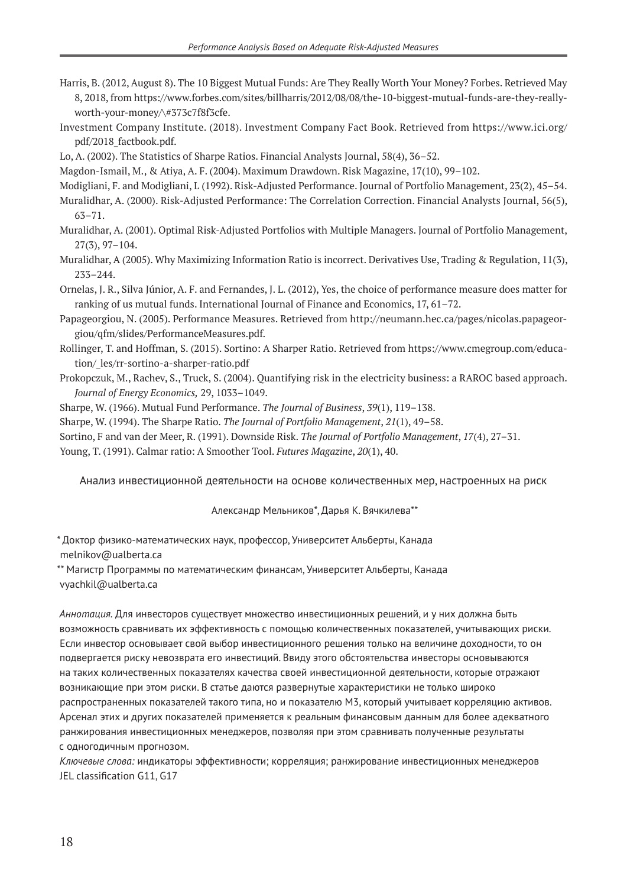Harris, B. (2012, August 8). The 10 Biggest Mutual Funds: Are They Really Worth Your Money? Forbes. Retrieved May 8, 2018, from https://www.forbes.com/sites/billharris/2012/08/08/the-10-biggest-mutual-funds-are-they-really-worth-your-money/\#373c7f8f3cfe.

Investment Company Institute. (2018). Investment Company Fact Book. Retrieved from https://www.ici.org/pdf/2018_factbook.pdf.

Lo, A. (2002). The Statistics of Sharpe Ratios. Financial Analysts Journal, 58(4), 36–52.

Magdon-Ismail, M., & Atiya, A. F. (2004). Maximum Drawdown. Risk Magazine, 17(10), 99–102.

Modigliani, F. and Modigliani, L (1992). Risk-Adjusted Performance. Journal of Portfolio Management, 23(2), 45–54.

Muralidhar, A. (2000). Risk-Adjusted Performance: The Correlation Correction. Financial Analysts Journal, 56(5), 63–71.

Muralidhar, A. (2001). Optimal Risk-Adjusted Portfolios with Multiple Managers. Journal of Portfolio Management, 27(3), 97–104.

Muralidhar, A (2005). Why Maximizing Information Ratio is incorrect. Derivatives Use, Trading & Regulation, 11(3), 233–244.

Ornelas, J. R., Silva Júnior, A. F. and Fernandes, J. L. (2012), Yes, the choice of performance measure does matter for ranking of us mutual funds. International Journal of Finance and Economics, 17, 61–72.

Papageorgiou, N. (2005). Performance Measures. Retrieved from http://neumann.hec.ca/pages/nicolas.papageorgiou/qfm/slides/PerformanceMeasures.pdf.

Rollinger, T. and Hoffman, S. (2015). Sortino: A Sharper Ratio. Retrieved from https://www.cmegroup.com/education/_les/rr-sortino-a-sharper-ratio.pdf

Prokopczuk, M., Rachev, S., Truck, S. (2004). Quantifying risk in the electricity business: a RAROC based approach. *Journal of Energy Economics,* 29, 1033–1049.

Sharpe, W. (1966). Mutual Fund Performance. *The Journal of Business*, *39*(1), 119–138.

Sharpe, W. (1994). The Sharpe Ratio. *The Journal of Portfolio Management*, *21*(1), 49–58.

Sortino, F and van der Meer, R. (1991). Downside Risk. *The Journal of Portfolio Management*, *17*(4), 27–31.

Young, T. (1991). Calmar ratio: A Smoother Tool. *Futures Magazine*, *20*(1), 40.

## Анализ инвестиционной деятельности на основе количественных мер, настроенных на риск

Александр Мельников*, Дарья К. Вячкилева**

* Доктор физико-математических наук, профессор, Университет Альберты, Канада
melnikov@ualberta.ca

** Магистр Программы по математическим финансам, Университет Альберты, Канада
vyachkil@ualberta.ca

*Аннотация.* Для инвесторов существует множество инвестиционных решений, и у них должна быть возможность сравнивать их эффективность с помощью количественных показателей, учитывающих риски. Если инвестор основывает свой выбор инвестиционного решения только на величине доходности, то он подвергается риску невозврата его инвестиций. Ввиду этого обстоятельства инвесторы основываются на таких количественных показателях качества своей инвестиционной деятельности, которые отражают возникающие при этом риски. В статье даются развернутые характеристики не только широко распространенных показателей такого типа, но и показателю M3, который учитывает корреляцию активов. Арсенал этих и других показателей применяется к реальным финансовым данным для более адекватного ранжирования инвестиционных менеджеров, позволяя при этом сравнивать полученные результаты с одногодичным прогнозом.

*Ключевые слова:* индикаторы эффективности; корреляция; ранжирование инвестиционных менеджеров

JEL classification G11, G17